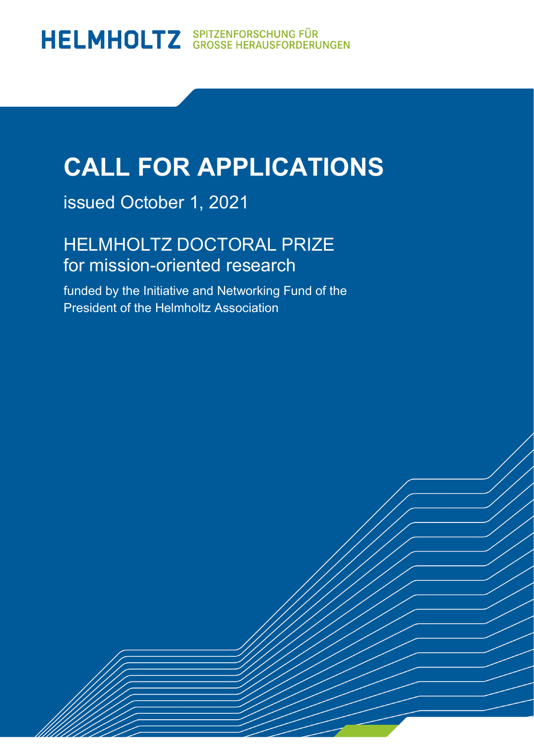HELMHOLTZ SPITZENFORSCHUNG FÜR GROSSE HERAUSFORDERUNGEN

# CALL FOR APPLICATIONS

issued October 1, 2021

## HELMHOLTZ DOCTORAL PRIZE for mission-oriented research

funded by the Initiative and Networking Fund of the President of the Helmholtz Association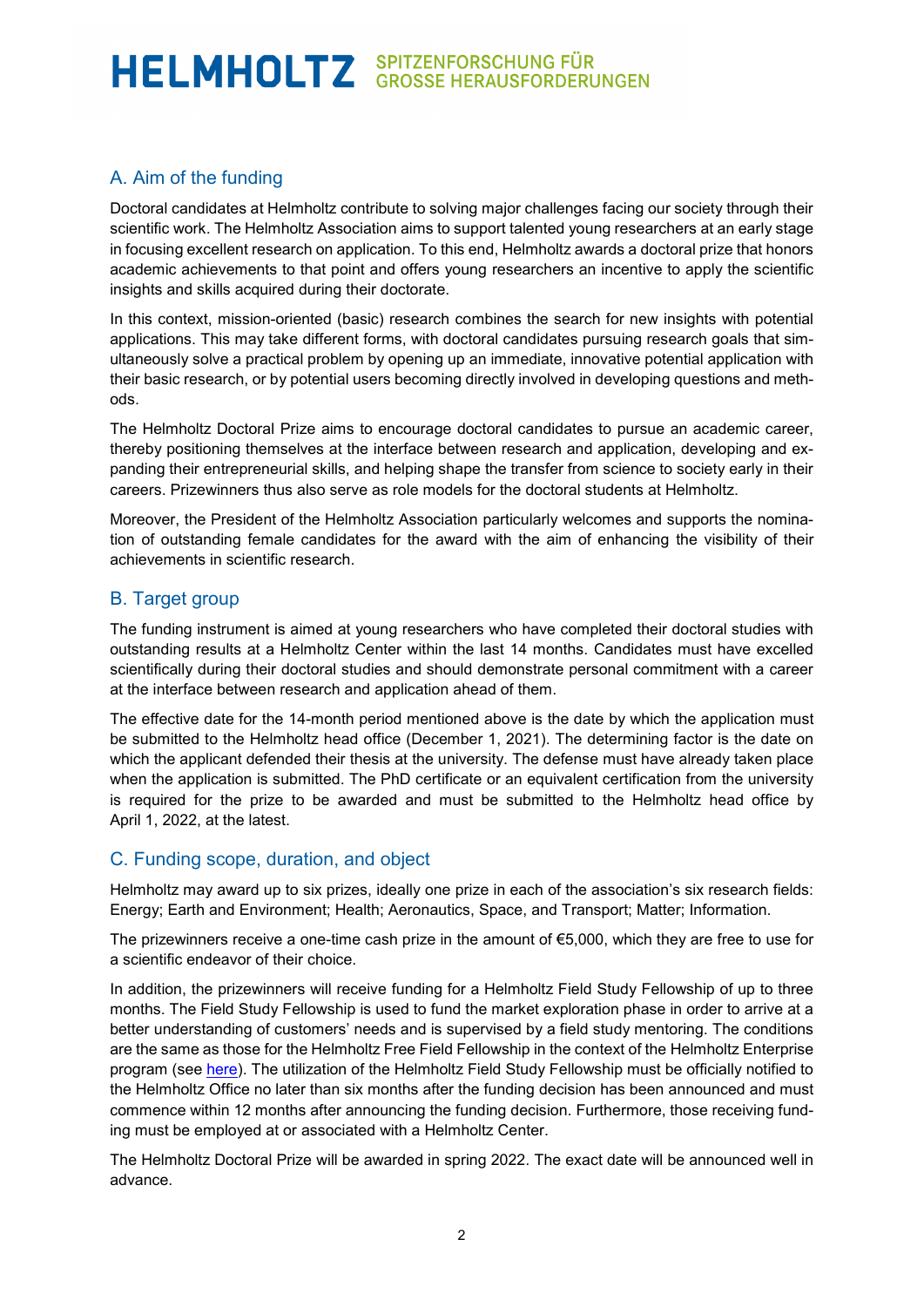## A. Aim of the funding

Doctoral candidates at Helmholtz contribute to solving major challenges facing our society through their scientific work. The Helmholtz Association aims to support talented young researchers at an early stage in focusing excellent research on application. To this end, Helmholtz awards a doctoral prize that honors academic achievements to that point and offers young researchers an incentive to apply the scientific insights and skills acquired during their doctorate.

In this context, mission-oriented (basic) research combines the search for new insights with potential applications. This may take different forms, with doctoral candidates pursuing research goals that simultaneously solve a practical problem by opening up an immediate, innovative potential application with their basic research, or by potential users becoming directly involved in developing questions and methods.

The Helmholtz Doctoral Prize aims to encourage doctoral candidates to pursue an academic career, thereby positioning themselves at the interface between research and application, developing and expanding their entrepreneurial skills, and helping shape the transfer from science to society early in their careers. Prizewinners thus also serve as role models for the doctoral students at Helmholtz.

Moreover, the President of the Helmholtz Association particularly welcomes and supports the nomination of outstanding female candidates for the award with the aim of enhancing the visibility of their achievements in scientific research.

## B. Target group

The funding instrument is aimed at young researchers who have completed their doctoral studies with outstanding results at a Helmholtz Center within the last 14 months. Candidates must have excelled scientifically during their doctoral studies and should demonstrate personal commitment with a career at the interface between research and application ahead of them.

The effective date for the 14-month period mentioned above is the date by which the application must be submitted to the Helmholtz head office (December 1, 2021). The determining factor is the date on which the applicant defended their thesis at the university. The defense must have already taken place when the application is submitted. The PhD certificate or an equivalent certification from the university is required for the prize to be awarded and must be submitted to the Helmholtz head office by April 1, 2022, at the latest.

## C. Funding scope, duration, and object

Helmholtz may award up to six prizes, ideally one prize in each of the association's six research fields: Energy; Earth and Environment; Health; Aeronautics, Space, and Transport; Matter; Information.

The prizewinners receive a one-time cash prize in the amount of €5,000, which they are free to use for a scientific endeavor of their choice.

In addition, the prizewinners will receive funding for a Helmholtz Field Study Fellowship of up to three months. The Field Study Fellowship is used to fund the market exploration phase in order to arrive at a better understanding of customers' needs and is supervised by a field study mentoring. The conditions are the same as those for the Helmholtz Free Field Fellowship in the context of the Helmholtz Enterprise program (see here). The utilization of the Helmholtz Field Study Fellowship must be officially notified to the Helmholtz Office no later than six months after the funding decision has been announced and must commence within 12 months after announcing the funding decision. Furthermore, those receiving funding must be employed at or associated with a Helmholtz Center.

The Helmholtz Doctoral Prize will be awarded in spring 2022. The exact date will be announced well in advance.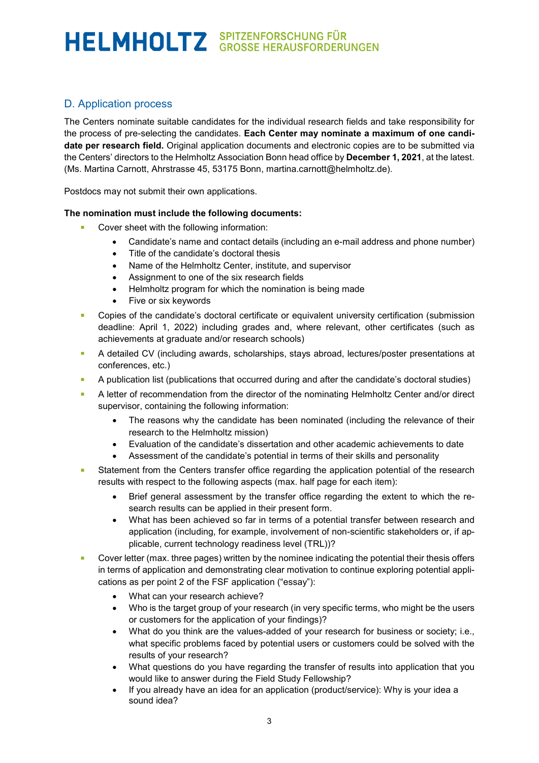## D. Application process

The Centers nominate suitable candidates for the individual research fields and take responsibility for the process of pre-selecting the candidates. **Each Center may nominate a maximum of one candidate per research field.** Original application documents and electronic copies are to be submitted via the Centers' directors to the Helmholtz Association Bonn head office by **December 1, 2021**, at the latest. (Ms. Martina Carnott, Ahrstrasse 45, 53175 Bonn, martina.carnott@helmholtz.de).

Postdocs may not submit their own applications.

**The nomination must include the following documents:**

- Cover sheet with the following information:
  - Candidate's name and contact details (including an e-mail address and phone number)
  - Title of the candidate's doctoral thesis
  - Name of the Helmholtz Center, institute, and supervisor
  - Assignment to one of the six research fields
  - Helmholtz program for which the nomination is being made
  - Five or six keywords
- Copies of the candidate's doctoral certificate or equivalent university certification (submission deadline: April 1, 2022) including grades and, where relevant, other certificates (such as achievements at graduate and/or research schools)
- A detailed CV (including awards, scholarships, stays abroad, lectures/poster presentations at conferences, etc.)
- A publication list (publications that occurred during and after the candidate's doctoral studies)
- A letter of recommendation from the director of the nominating Helmholtz Center and/or direct supervisor, containing the following information:
  - The reasons why the candidate has been nominated (including the relevance of their research to the Helmholtz mission)
  - Evaluation of the candidate's dissertation and other academic achievements to date
  - Assessment of the candidate's potential in terms of their skills and personality
- Statement from the Centers transfer office regarding the application potential of the research results with respect to the following aspects (max. half page for each item):
  - Brief general assessment by the transfer office regarding the extent to which the research results can be applied in their present form.
  - What has been achieved so far in terms of a potential transfer between research and application (including, for example, involvement of non-scientific stakeholders or, if applicable, current technology readiness level (TRL))?
- Cover letter (max. three pages) written by the nominee indicating the potential their thesis offers in terms of application and demonstrating clear motivation to continue exploring potential applications as per point 2 of the FSF application ("essay"):
  - What can your research achieve?
  - Who is the target group of your research (in very specific terms, who might be the users or customers for the application of your findings)?
  - What do you think are the values-added of your research for business or society; i.e., what specific problems faced by potential users or customers could be solved with the results of your research?
  - What questions do you have regarding the transfer of results into application that you would like to answer during the Field Study Fellowship?
  - If you already have an idea for an application (product/service): Why is your idea a sound idea?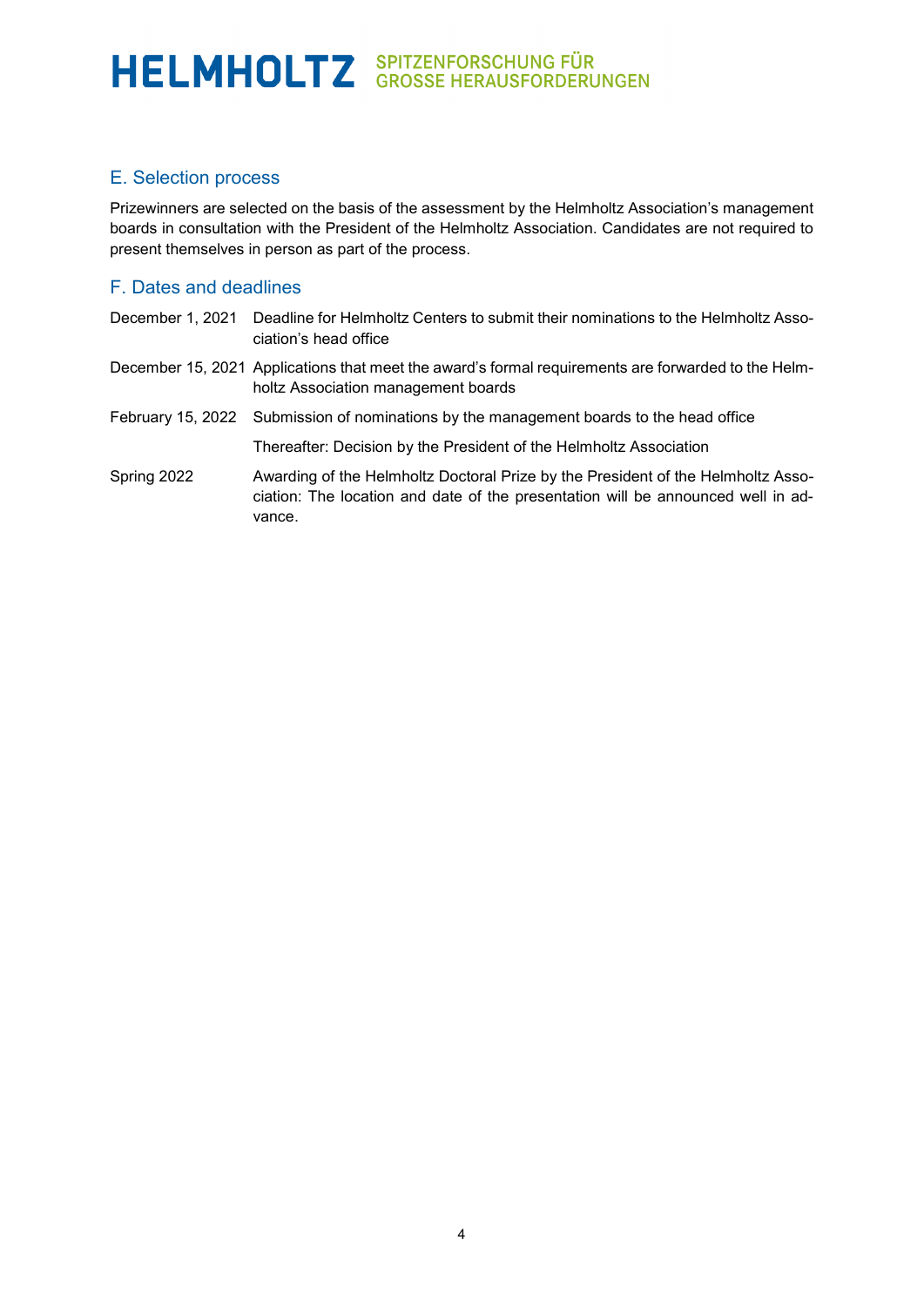## E. Selection process

Prizewinners are selected on the basis of the assessment by the Helmholtz Association's management boards in consultation with the President of the Helmholtz Association. Candidates are not required to present themselves in person as part of the process.

## F. Dates and deadlines

| | |
|---|---|
| December 1, 2021 | Deadline for Helmholtz Centers to submit their nominations to the Helmholtz Association's head office |
| December 15, 2021 | Applications that meet the award's formal requirements are forwarded to the Helmholtz Association management boards |
| February 15, 2022 | Submission of nominations by the management boards to the head office |
| | Thereafter: Decision by the President of the Helmholtz Association |
| Spring 2022 | Awarding of the Helmholtz Doctoral Prize by the President of the Helmholtz Association: The location and date of the presentation will be announced well in advance. |